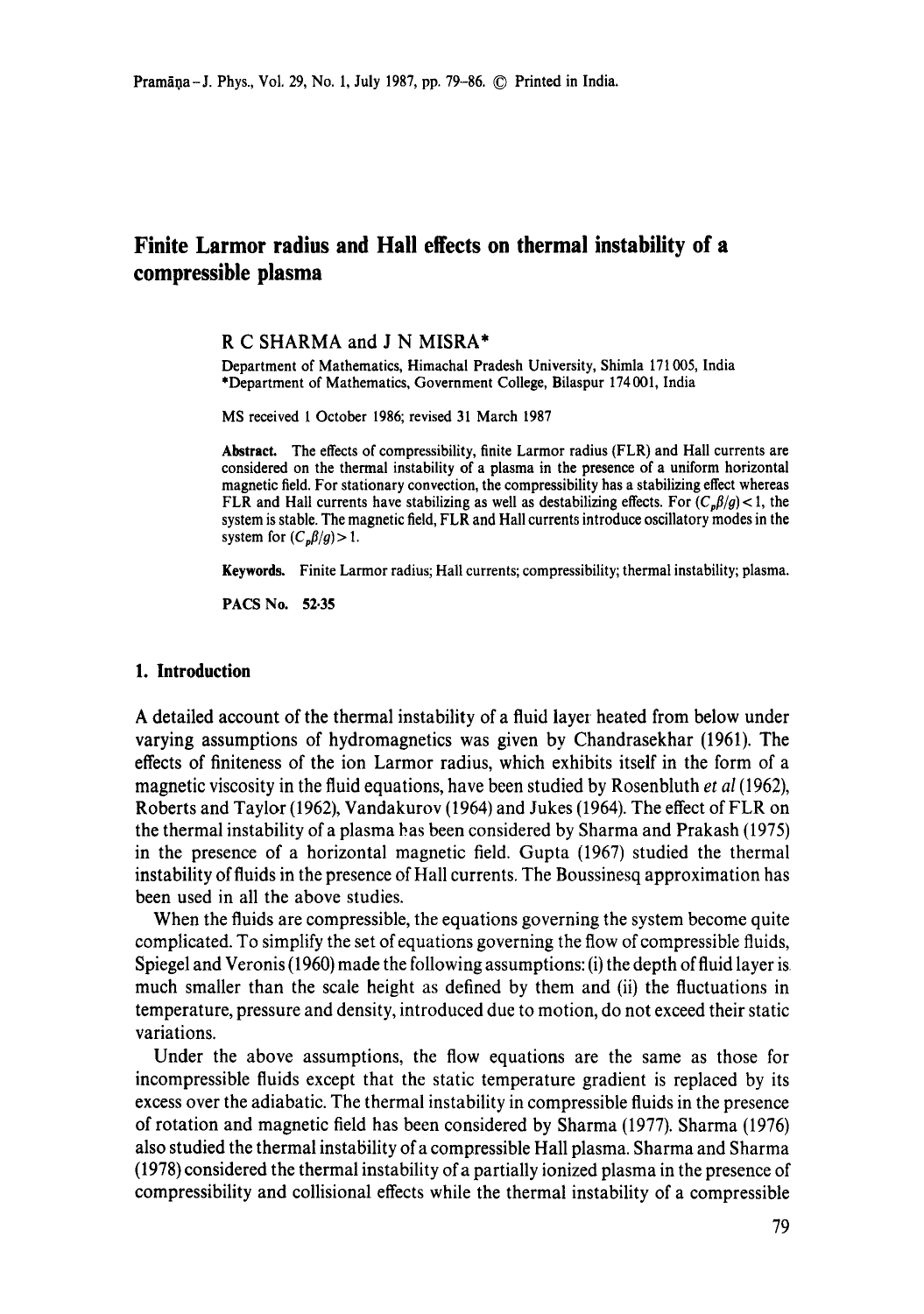# Finite Larmor radius and Hall effects on thermal instability of a compressible plasma

R C SHARMA and J N MISRA*

Department of Mathematics, Himachal Pradesh University, Shimla 171 005, India
*Department of Mathematics, Government College, Bilaspur 174 001, India

MS received 1 October 1986; revised 31 March 1987

**Abstract.** The effects of compressibility, finite Larmor radius (FLR) and Hall currents are considered on the thermal instability of a plasma in the presence of a uniform horizontal magnetic field. For stationary convection, the compressibility has a stabilizing effect whereas FLR and Hall currents have stabilizing as well as destabilizing effects. For $(C_p\beta/g) < 1$, the system is stable. The magnetic field, FLR and Hall currents introduce oscillatory modes in the system for $(C_p\beta/g) > 1$.

**Keywords.** Finite Larmor radius; Hall currents; compressibility; thermal instability; plasma.

**PACS No.** 52·35

## 1. Introduction

A detailed account of the thermal instability of a fluid layer heated from below under varying assumptions of hydromagnetics was given by Chandrasekhar (1961). The effects of finiteness of the ion Larmor radius, which exhibits itself in the form of a magnetic viscosity in the fluid equations, have been studied by Rosenbluth *et al* (1962), Roberts and Taylor (1962), Vandakurov (1964) and Jukes (1964). The effect of FLR on the thermal instability of a plasma has been considered by Sharma and Prakash (1975) in the presence of a horizontal magnetic field. Gupta (1967) studied the thermal instability of fluids in the presence of Hall currents. The Boussinesq approximation has been used in all the above studies.

When the fluids are compressible, the equations governing the system become quite complicated. To simplify the set of equations governing the flow of compressible fluids, Spiegel and Veronis (1960) made the following assumptions: (i) the depth of fluid layer is much smaller than the scale height as defined by them and (ii) the fluctuations in temperature, pressure and density, introduced due to motion, do not exceed their static variations.

Under the above assumptions, the flow equations are the same as those for incompressible fluids except that the static temperature gradient is replaced by its excess over the adiabatic. The thermal instability in compressible fluids in the presence of rotation and magnetic field has been considered by Sharma (1977). Sharma (1976) also studied the thermal instability of a compressible Hall plasma. Sharma and Sharma (1978) considered the thermal instability of a partially ionized plasma in the presence of compressibility and collisional effects while the thermal instability of a compressible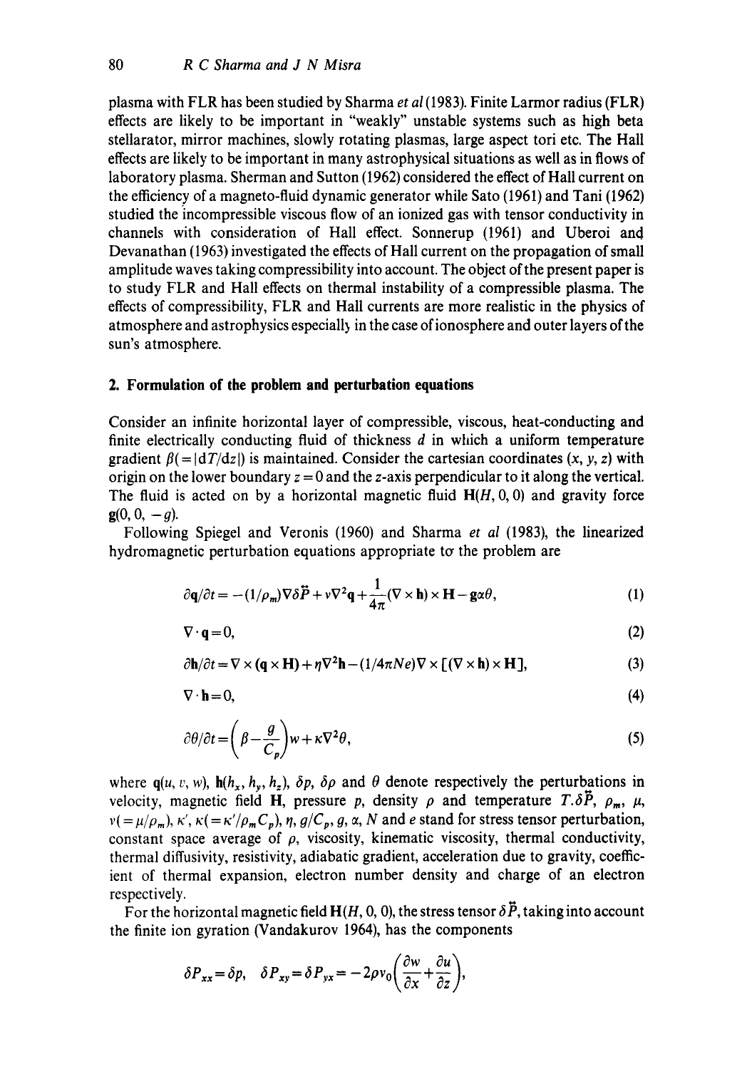plasma with FLR has been studied by Sharma *et al* (1983). Finite Larmor radius (FLR) effects are likely to be important in "weakly" unstable systems such as high beta stellarator, mirror machines, slowly rotating plasmas, large aspect tori etc. The Hall effects are likely to be important in many astrophysical situations as well as in flows of laboratory plasma. Sherman and Sutton (1962) considered the effect of Hall current on the efficiency of a magneto-fluid dynamic generator while Sato (1961) and Tani (1962) studied the incompressible viscous flow of an ionized gas with tensor conductivity in channels with consideration of Hall effect. Sonnerup (1961) and Uberoi and Devanathan (1963) investigated the effects of Hall current on the propagation of small amplitude waves taking compressibility into account. The object of the present paper is to study FLR and Hall effects on thermal instability of a compressible plasma. The effects of compressibility, FLR and Hall currents are more realistic in the physics of atmosphere and astrophysics especially in the case of ionosphere and outer layers of the sun's atmosphere.

## 2. Formulation of the problem and perturbation equations

Consider an infinite horizontal layer of compressible, viscous, heat-conducting and finite electrically conducting fluid of thickness $d$ in which a uniform temperature gradient $\beta(=|dT/dz|)$ is maintained. Consider the cartesian coordinates $(x, y, z)$ with origin on the lower boundary $z=0$ and the $z$-axis perpendicular to it along the vertical. The fluid is acted on by a horizontal magnetic fluid $\mathbf{H}(H, 0, 0)$ and gravity force $\mathbf{g}(0, 0, -g)$.

Following Spiegel and Veronis (1960) and Sharma *et al* (1983), the linearized hydromagnetic perturbation equations appropriate to the problem are

$$\partial \mathbf{q}/\partial t = -(1/\rho_m)\nabla \delta \vec{P} + \nu \nabla^2 \mathbf{q} + \frac{1}{4\pi}(\nabla \times \mathbf{h}) \times \mathbf{H} - \mathbf{g}\alpha\theta, \tag{1}$$

$$\nabla \cdot \mathbf{q} = 0, \tag{2}$$

$$\partial \mathbf{h}/\partial t = \nabla \times (\mathbf{q} \times \mathbf{H}) + \eta \nabla^2 \mathbf{h} - (1/4\pi N e)\nabla \times [(\nabla \times \mathbf{h}) \times \mathbf{H}], \tag{3}$$

$$\nabla \cdot \mathbf{h} = 0, \tag{4}$$

$$\partial \theta/\partial t = \left(\beta - \frac{g}{C_p}\right) w + \kappa \nabla^2 \theta, \tag{5}$$

where $\mathbf{q}(u, v, w)$, $\mathbf{h}(h_x, h_y, h_z)$, $\delta p$, $\delta \rho$ and $\theta$ denote respectively the perturbations in velocity, magnetic field $\mathbf{H}$, pressure $p$, density $\rho$ and temperature $T$. $\delta \vec{P}$, $\rho_m$, $\mu$, $\nu(=\mu/\rho_m)$, $\kappa'$, $\kappa(=\kappa'/\rho_m C_p)$, $\eta$, $g/C_p$, $g$, $\alpha$, $N$ and $e$ stand for stress tensor perturbation, constant space average of $\rho$, viscosity, kinematic viscosity, thermal conductivity, thermal diffusivity, resistivity, adiabatic gradient, acceleration due to gravity, coefficient of thermal expansion, electron number density and charge of an electron respectively.

For the horizontal magnetic field $\mathbf{H}(H, 0, 0)$, the stress tensor $\delta \vec{P}$, taking into account the finite ion gyration (Vandakurov 1964), has the components

$$\delta P_{xx} = \delta p, \quad \delta P_{xy} = \delta P_{yx} = -2\rho \nu_0 \left(\frac{\partial w}{\partial x} + \frac{\partial u}{\partial z}\right),$$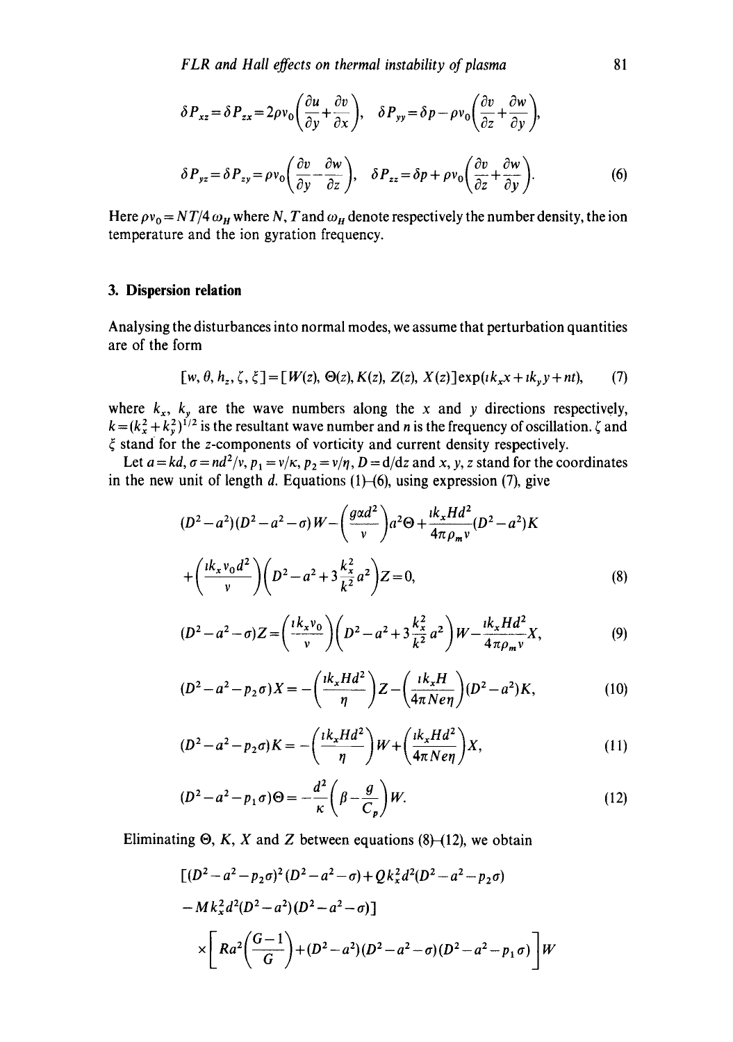$$\delta P_{xz}=\delta P_{zx}=2\rho v_0\left(\frac{\partial u}{\partial y}+\frac{\partial v}{\partial x}\right),\quad \delta P_{yy}=\delta p-\rho v_0\left(\frac{\partial v}{\partial z}+\frac{\partial w}{\partial y}\right),$$

$$\delta P_{yz}=\delta P_{zy}=\rho v_0\left(\frac{\partial v}{\partial y}-\frac{\partial w}{\partial z}\right),\quad \delta P_{zz}=\delta p+\rho v_0\left(\frac{\partial v}{\partial z}+\frac{\partial w}{\partial y}\right). \tag{6}$$

Here $\rho v_0 = NT/4\,\omega_H$ where $N$, $T$ and $\omega_H$ denote respectively the number density, the ion temperature and the ion gyration frequency.

## 3. Dispersion relation

Analysing the disturbances into normal modes, we assume that perturbation quantities are of the form

$$[w, \theta, h_z, \zeta, \xi]=[W(z), \Theta(z), K(z), Z(z), X(z)]\exp(\imath k_x x+\imath k_y y+nt), \tag{7}$$

where $k_x$, $k_y$ are the wave numbers along the $x$ and $y$ directions respectively, $k=(k_x^2+k_y^2)^{1/2}$ is the resultant wave number and $n$ is the frequency of oscillation. $\zeta$ and $\xi$ stand for the $z$-components of vorticity and current density respectively.

Let $a=kd$, $\sigma=nd^2/\nu$, $p_1=\nu/\kappa$, $p_2=\nu/\eta$, $D=\mathrm{d}/\mathrm{d}z$ and $x$, $y$, $z$ stand for the coordinates in the new unit of length $d$. Equations (1)–(6), using expression (7), give

$$(D^2-a^2)(D^2-a^2-\sigma)W-\left(\frac{g\alpha d^2}{\nu}\right)a^2\Theta+\frac{\imath k_x H d^2}{4\pi\rho_m \nu}(D^2-a^2)K$$
$$+\left(\frac{\imath k_x v_0 d^2}{\nu}\right)\left(D^2-a^2+3\frac{k_x^2}{k^2}a^2\right)Z=0, \tag{8}$$

$$(D^2-a^2-\sigma)Z=\left(\frac{\imath k_x v_0}{\nu}\right)\left(D^2-a^2+3\frac{k_x^2}{k^2}a^2\right)W-\frac{\imath k_x H d^2}{4\pi\rho_m \nu}X, \tag{9}$$

$$(D^2-a^2-p_2\sigma)X=-\left(\frac{\imath k_x H d^2}{\eta}\right)Z-\left(\frac{\imath k_x H}{4\pi N e\eta}\right)(D^2-a^2)K, \tag{10}$$

$$(D^2-a^2-p_2\sigma)K=-\left(\frac{\imath k_x H d^2}{\eta}\right)W+\left(\frac{\imath k_x H d^2}{4\pi N e\eta}\right)X, \tag{11}$$

$$(D^2-a^2-p_1\sigma)\Theta=-\frac{d^2}{\kappa}\left(\beta-\frac{g}{C_p}\right)W. \tag{12}$$

Eliminating $\Theta$, $K$, $X$ and $Z$ between equations (8)–(12), we obtain

$$[(D^2-a^2-p_2\sigma)^2(D^2-a^2-\sigma)+Qk_x^2d^2(D^2-a^2-p_2\sigma)$$
$$-Mk_x^2d^2(D^2-a^2)(D^2-a^2-\sigma)]$$
$$\times\left[Ra^2\left(\frac{G-1}{G}\right)+(D^2-a^2)(D^2-a^2-\sigma)(D^2-a^2-p_1\sigma)\right]W$$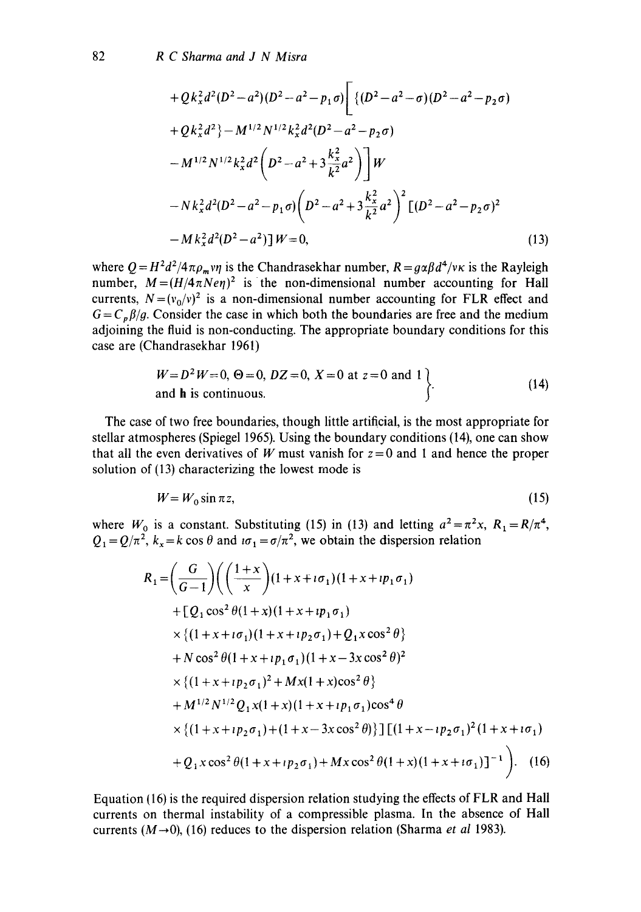$$
\begin{aligned}
&+Qk_x^2d^2(D^2-a^2)(D^2-a^2-p_1\sigma)\Big[\{(D^2-a^2-\sigma)(D^2-a^2-p_2\sigma)\\
&+Qk_x^2d^2\}-M^{1/2}N^{1/2}k_x^2d^2(D^2-a^2-p_2\sigma)\\
&-M^{1/2}N^{1/2}k_x^2d^2\left(D^2-a^2+3\frac{k_x^2}{k^2}a^2\right)\Big]W\\
&-Nk_x^2d^2(D^2-a^2-p_1\sigma)\left(D^2-a^2+3\frac{k_x^2}{k^2}a^2\right)^2[(D^2-a^2-p_2\sigma)^2\\
&-Mk_x^2d^2(D^2-a^2)]W=0,
\end{aligned}
\tag{13}
$$

where $Q=H^2d^2/4\pi\rho_m\nu\eta$ is the Chandrasekhar number, $R=g\alpha\beta d^4/\nu\kappa$ is the Rayleigh number, $M=(H/4\pi Ne\eta)^2$ is the non-dimensional number accounting for Hall currents, $N=(\nu_0/\nu)^2$ is a non-dimensional number accounting for FLR effect and $G=C_p\beta/g$. Consider the case in which both the boundaries are free and the medium adjoining the fluid is non-conducting. The appropriate boundary conditions for this case are (Chandrasekhar 1961)

$$
\left.
\begin{aligned}
&W=D^2W=0,\ \Theta=0,\ DZ=0,\ X=0 \text{ at } z=0 \text{ and } 1\\
&\text{and } \mathbf{h} \text{ is continuous.}
\end{aligned}
\right\}
\tag{14}
$$

The case of two free boundaries, though little artificial, is the most appropriate for stellar atmospheres (Spiegel 1965). Using the boundary conditions (14), one can show that all the even derivatives of $W$ must vanish for $z=0$ and 1 and hence the proper solution of (13) characterizing the lowest mode is

$$
W=W_0\sin\pi z,
\tag{15}
$$

where $W_0$ is a constant. Substituting (15) in (13) and letting $a^2=\pi^2x$, $R_1=R/\pi^4$, $Q_1=Q/\pi^2$, $k_x=k\cos\theta$ and $i\sigma_1=\sigma/\pi^2$, we obtain the dispersion relation

$$
\begin{aligned}
R_1=&\left(\frac{G}{G-1}\right)\Bigg(\left(\frac{1+x}{x}\right)(1+x+i\sigma_1)(1+x+ip_1\sigma_1)\\
&+[Q_1\cos^2\theta(1+x)(1+x+ip_1\sigma_1)\\
&\times\{(1+x+i\sigma_1)(1+x+ip_2\sigma_1)+Q_1x\cos^2\theta\}\\
&+N\cos^2\theta(1+x+ip_1\sigma_1)(1+x-3x\cos^2\theta)^2\\
&\times\{(1+x+ip_2\sigma_1)^2+Mx(1+x)\cos^2\theta\}\\
&+M^{1/2}N^{1/2}Q_1x(1+x)(1+x+ip_1\sigma_1)\cos^4\theta\\
&\times\{(1+x+ip_2\sigma_1)+(1+x-3x\cos^2\theta)\}][(1+x-ip_2\sigma_1)^2(1+x+i\sigma_1)\\
&+Q_1x\cos^2\theta(1+x+ip_2\sigma_1)+Mx\cos^2\theta(1+x)(1+x+i\sigma_1)]^{-1}\Bigg).
\end{aligned}
\tag{16}
$$

Equation (16) is the required dispersion relation studying the effects of FLR and Hall currents on thermal instability of a compressible plasma. In the absence of Hall currents ($M\to 0$), (16) reduces to the dispersion relation (Sharma *et al* 1983).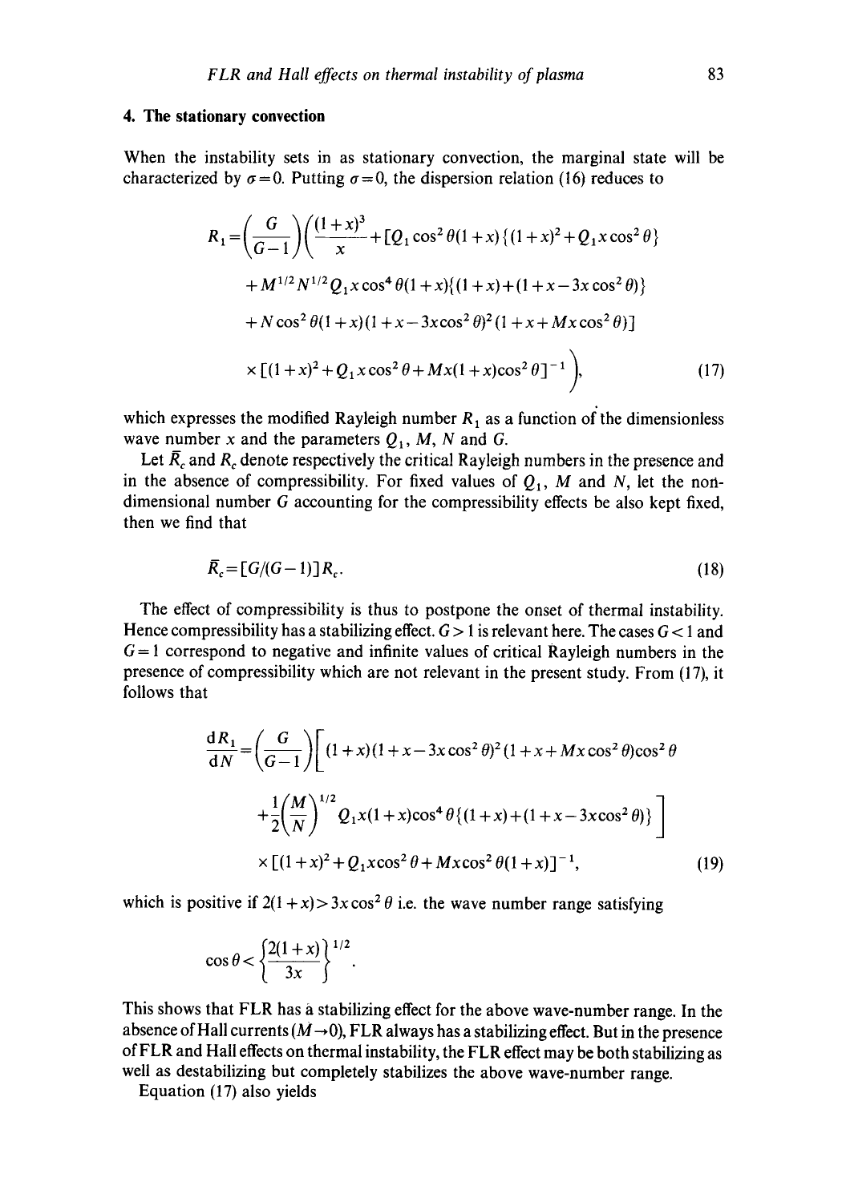## 4. The stationary convection

When the instability sets in as stationary convection, the marginal state will be characterized by $\sigma = 0$. Putting $\sigma = 0$, the dispersion relation (16) reduces to

$$
\begin{aligned}
R_1 = \left(\frac{G}{G-1}\right)\Bigg(&\frac{(1+x)^3}{x} + [Q_1 \cos^2\theta(1+x)\{(1+x)^2 + Q_1 x \cos^2\theta\} \\
&+ M^{1/2}N^{1/2}Q_1 x \cos^4\theta(1+x)\{(1+x) + (1+x-3x\cos^2\theta)\} \\
&+ N\cos^2\theta(1+x)(1+x-3x\cos^2\theta)^2(1+x+Mx\cos^2\theta)] \\
&\times [(1+x)^2 + Q_1 x\cos^2\theta + Mx(1+x)\cos^2\theta]^{-1}\Bigg), \qquad (17)
\end{aligned}
$$

which expresses the modified Rayleigh number $R_1$ as a function of the dimensionless wave number $x$ and the parameters $Q_1$, $M$, $N$ and $G$.

Let $\bar{R}_c$ and $R_c$ denote respectively the critical Rayleigh numbers in the presence and in the absence of compressibility. For fixed values of $Q_1$, $M$ and $N$, let the non-dimensional number $G$ accounting for the compressibility effects be also kept fixed, then we find that

$$
\bar{R}_c = [G/(G-1)]R_c. \qquad (18)
$$

The effect of compressibility is thus to postpone the onset of thermal instability. Hence compressibility has a stabilizing effect. $G > 1$ is relevant here. The cases $G < 1$ and $G = 1$ correspond to negative and infinite values of critical Rayleigh numbers in the presence of compressibility which are not relevant in the present study. From (17), it follows that

$$
\begin{aligned}
\frac{\mathrm{d}R_1}{\mathrm{d}N} = \left(\frac{G}{G-1}\right)\Bigg[&(1+x)(1+x-3x\cos^2\theta)^2(1+x+Mx\cos^2\theta)\cos^2\theta \\
&+ \frac{1}{2}\left(\frac{M}{N}\right)^{1/2} Q_1 x(1+x)\cos^4\theta\{(1+x) + (1+x-3x\cos^2\theta)\}\Bigg] \\
&\times [(1+x)^2 + Q_1 x\cos^2\theta + Mx\cos^2\theta(1+x)]^{-1}, \qquad (19)
\end{aligned}
$$

which is positive if $2(1+x) > 3x\cos^2\theta$ i.e. the wave number range satisfying

$$
\cos\theta < \left\{\frac{2(1+x)}{3x}\right\}^{1/2}.
$$

This shows that FLR has a stabilizing effect for the above wave-number range. In the absence of Hall currents ($M \to 0$), FLR always has a stabilizing effect. But in the presence of FLR and Hall effects on thermal instability, the FLR effect may be both stabilizing as well as destabilizing but completely stabilizes the above wave-number range.

Equation (17) also yields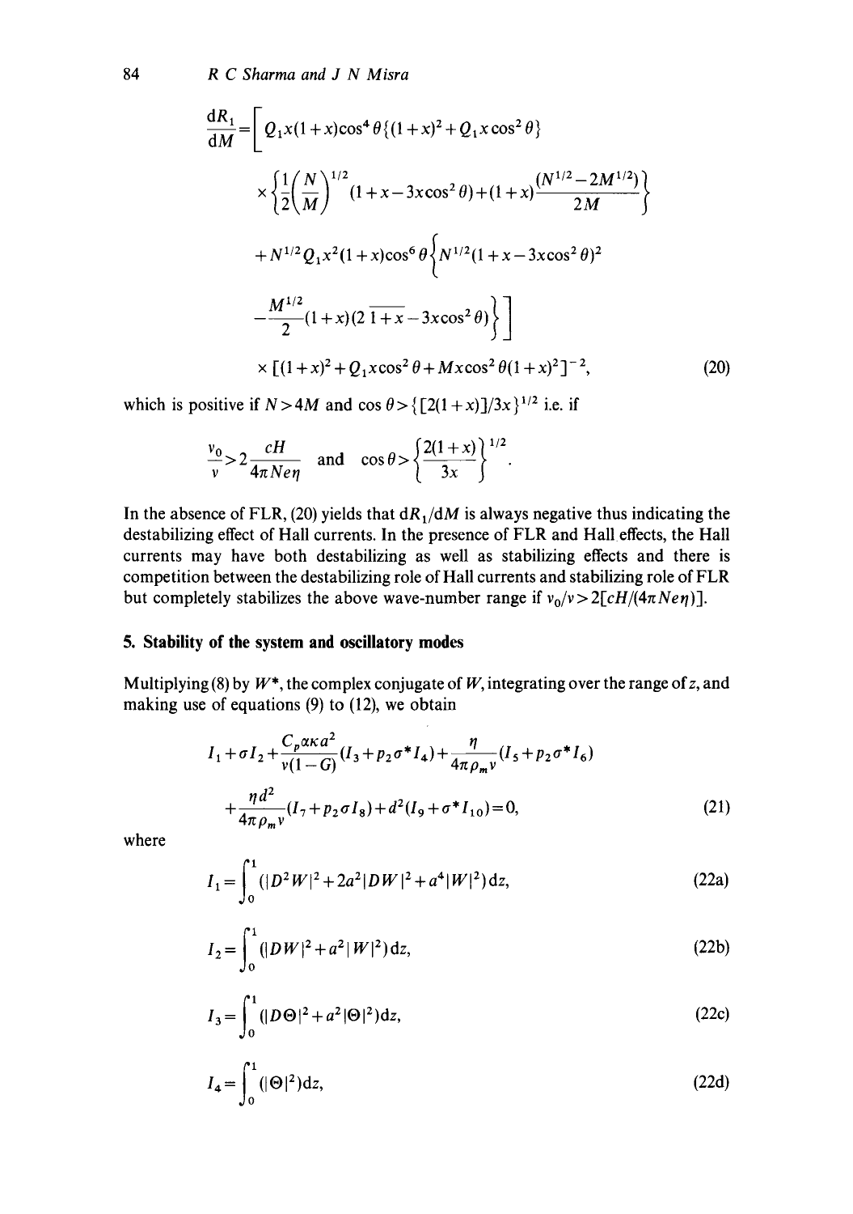$$\frac{dR_1}{dM} = \Bigg[ Q_1 x(1+x)\cos^4\theta\{(1+x)^2 + Q_1 x\cos^2\theta\}$$

$$\times \left\{ \frac{1}{2}\left(\frac{N}{M}\right)^{1/2}(1+x-3x\cos^2\theta) + (1+x)\frac{(N^{1/2}-2M^{1/2})}{2M} \right\}$$

$$+ N^{1/2} Q_1 x^2 (1+x)\cos^6\theta \Bigg\{ N^{1/2}(1+x-3x\cos^2\theta)^2$$

$$- \frac{M^{1/2}}{2}(1+x)(2\,\overline{1+x} - 3x\cos^2\theta)\Bigg\}\Bigg]$$

$$\times [(1+x)^2 + Q_1 x\cos^2\theta + Mx\cos^2\theta(1+x)^2]^{-2}, \tag{20}$$

which is positive if $N > 4M$ and $\cos\theta > \{[2(1+x)]/3x\}^{1/2}$ i.e. if

$$\frac{v_0}{v} > 2\frac{cH}{4\pi N e\eta} \quad \text{and} \quad \cos\theta > \left\{\frac{2(1+x)}{3x}\right\}^{1/2}.$$

In the absence of FLR, (20) yields that $dR_1/dM$ is always negative thus indicating the destabilizing effect of Hall currents. In the presence of FLR and Hall effects, the Hall currents may have both destabilizing as well as stabilizing effects and there is competition between the destabilizing role of Hall currents and stabilizing role of FLR but completely stabilizes the above wave-number range if $v_0/v > 2[cH/(4\pi N e\eta)]$.

## 5. Stability of the system and oscillatory modes

Multiplying (8) by $W^*$, the complex conjugate of $W$, integrating over the range of $z$, and making use of equations (9) to (12), we obtain

$$I_1 + \sigma I_2 + \frac{C_p \alpha\kappa a^2}{v(1-G)}(I_3 + p_2\sigma^* I_4) + \frac{\eta}{4\pi\rho_m v}(I_5 + p_2\sigma^* I_6)$$

$$+ \frac{\eta d^2}{4\pi\rho_m v}(I_7 + p_2\sigma I_8) + d^2(I_9 + \sigma^* I_{10}) = 0, \tag{21}$$

where

$$I_1 = \int_0^1 (|D^2W|^2 + 2a^2|DW|^2 + a^4|W|^2)\,dz, \tag{22a}$$

$$I_2 = \int_0^1 (|DW|^2 + a^2|W|^2)\,dz, \tag{22b}$$

$$I_3 = \int_0^1 (|D\Theta|^2 + a^2|\Theta|^2)\,dz, \tag{22c}$$

$$I_4 = \int_0^1 (|\Theta|^2)\,dz, \tag{22d}$$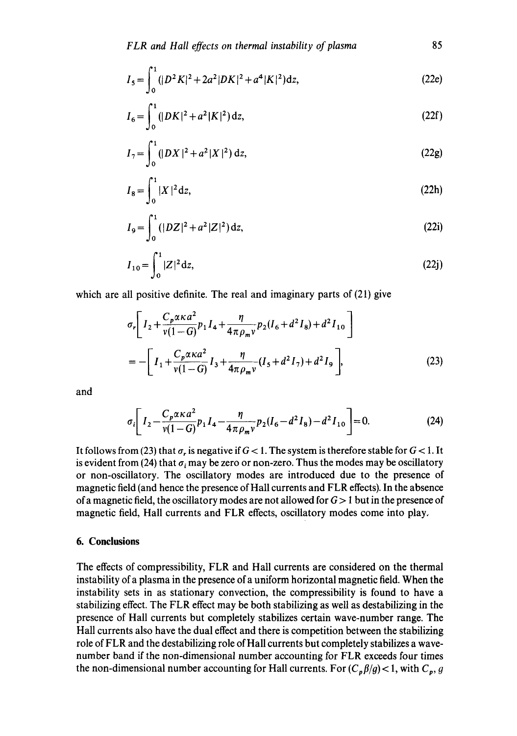$$I_5 = \int_0^1 (|D^2 K|^2 + 2a^2 |DK|^2 + a^4 |K|^2) \mathrm{d}z, \tag{22e}$$

$$I_6 = \int_0^1 (|DK|^2 + a^2 |K|^2) \mathrm{d}z, \tag{22f}$$

$$I_7 = \int_0^1 (|DX|^2 + a^2 |X|^2) \mathrm{d}z, \tag{22g}$$

$$I_8 = \int_0^1 |X|^2 \mathrm{d}z, \tag{22h}$$

$$I_9 = \int_0^1 (|DZ|^2 + a^2 |Z|^2) \mathrm{d}z, \tag{22i}$$

$$I_{10} = \int_0^1 |Z|^2 \mathrm{d}z, \tag{22j}$$

which are all positive definite. The real and imaginary parts of (21) give

$$\sigma_r \left[ I_2 + \frac{C_p \alpha \kappa a^2}{\nu(1-G)} p_1 I_4 + \frac{\eta}{4\pi \rho_m \nu} p_2 (I_6 + d^2 I_8) + d^2 I_{10} \right]$$
$$= -\left[ I_1 + \frac{C_p \alpha \kappa a^2}{\nu(1-G)} I_3 + \frac{\eta}{4\pi \rho_m \nu} (I_5 + d^2 I_7) + d^2 I_9 \right], \tag{23}$$

and

$$\sigma_i \left[ I_2 - \frac{C_p \alpha \kappa a^2}{\nu(1-G)} p_1 I_4 - \frac{\eta}{4\pi \rho_m \nu} p_2 (I_6 - d^2 I_8) - d^2 I_{10} \right] = 0. \tag{24}$$

It follows from (23) that $\sigma_r$ is negative if $G < 1$. The system is therefore stable for $G < 1$. It is evident from (24) that $\sigma_i$ may be zero or non-zero. Thus the modes may be oscillatory or non-oscillatory. The oscillatory modes are introduced due to the presence of magnetic field (and hence the presence of Hall currents and FLR effects). In the absence of a magnetic field, the oscillatory modes are not allowed for $G > 1$ but in the presence of magnetic field, Hall currents and FLR effects, oscillatory modes come into play.

## 6. Conclusions

The effects of compressibility, FLR and Hall currents are considered on the thermal instability of a plasma in the presence of a uniform horizontal magnetic field. When the instability sets in as stationary convection, the compressibility is found to have a stabilizing effect. The FLR effect may be both stabilizing as well as destabilizing in the presence of Hall currents but completely stabilizes certain wave-number range. The Hall currents also have the dual effect and there is competition between the stabilizing role of FLR and the destabilizing role of Hall currents but completely stabilizes a wave-number band if the non-dimensional number accounting for FLR exceeds four times the non-dimensional number accounting for Hall currents. For $(C_p \beta / g) < 1$, with $C_p$, $g$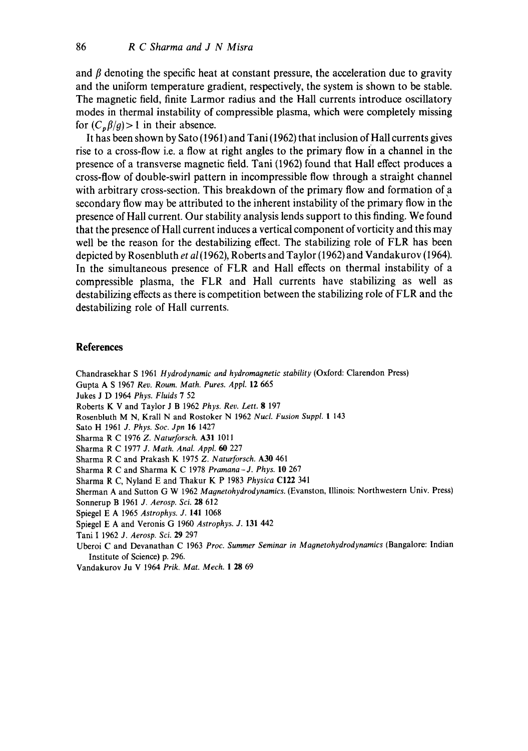and $\beta$ denoting the specific heat at constant pressure, the acceleration due to gravity and the uniform temperature gradient, respectively, the system is shown to be stable. The magnetic field, finite Larmor radius and the Hall currents introduce oscillatory modes in thermal instability of compressible plasma, which were completely missing for $(C_p\beta/g) > 1$ in their absence.

It has been shown by Sato (1961) and Tani (1962) that inclusion of Hall currents gives rise to a cross-flow i.e. a flow at right angles to the primary flow in a channel in the presence of a transverse magnetic field. Tani (1962) found that Hall effect produces a cross-flow of double-swirl pattern in incompressible flow through a straight channel with arbitrary cross-section. This breakdown of the primary flow and formation of a secondary flow may be attributed to the inherent instability of the primary flow in the presence of Hall current. Our stability analysis lends support to this finding. We found that the presence of Hall current induces a vertical component of vorticity and this may well be the reason for the destabilizing effect. The stabilizing role of FLR has been depicted by Rosenbluth *et al* (1962), Roberts and Taylor (1962) and Vandakurov (1964). In the simultaneous presence of FLR and Hall effects on thermal instability of a compressible plasma, the FLR and Hall currents have stabilizing as well as destabilizing effects as there is competition between the stabilizing role of FLR and the destabilizing role of Hall currents.

## References

Chandrasekhar S 1961 *Hydrodynamic and hydromagnetic stability* (Oxford: Clarendon Press)
Gupta A S 1967 *Rev. Roum. Math. Pures. Appl.* **12** 665
Jukes J D 1964 *Phys. Fluids* **7** 52
Roberts K V and Taylor J B 1962 *Phys. Rev. Lett.* **8** 197
Rosenbluth M N, Krall N and Rostoker N 1962 *Nucl. Fusion Suppl.* **1** 143
Sato H 1961 *J. Phys. Soc. Jpn* **16** 1427
Sharma R C 1976 *Z. Naturforsch.* **A31** 1011
Sharma R C 1977 *J. Math. Anal. Appl.* **60** 227
Sharma R C and Prakash K 1975 *Z. Naturforsch.* **A30** 461
Sharma R C and Sharma K C 1978 *Pramana – J. Phys.* **10** 267
Sharma R C, Nyland E and Thakur K P 1983 *Physica* **C122** 341
Sherman A and Sutton G W 1962 *Magnetohydrodynamics.* (Evanston, Illinois: Northwestern Univ. Press)
Sonnerup B 1961 *J. Aerosp. Sci.* **28** 612
Spiegel E A 1965 *Astrophys. J.* **141** 1068
Spiegel E A and Veronis G 1960 *Astrophys. J.* **131** 442
Tani I 1962 *J. Aerosp. Sci.* **29** 297
Uberoi C and Devanathan C 1963 *Proc. Summer Seminar in Magnetohydrodynamics* (Bangalore: Indian Institute of Science) p. 296.
Vandakurov Ju V 1964 *Prik. Mat. Mech.* **1 28** 69